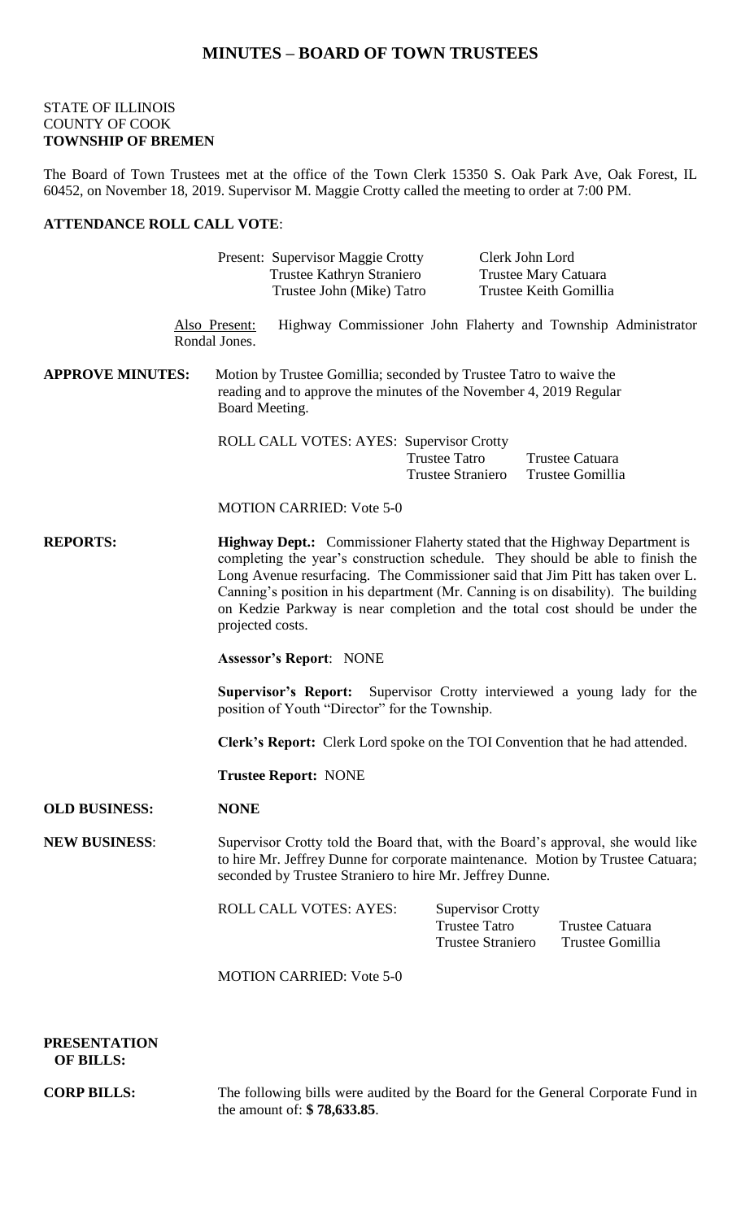# MINUTES – BOARD OF TOWN TRUSTEES

STATE OF ILLINOIS
COUNTY OF COOK
**TOWNSHIP OF BREMEN**

The Board of Town Trustees met at the office of the Town Clerk 15350 S. Oak Park Ave, Oak Forest, IL 60452, on November 18, 2019. Supervisor M. Maggie Crotty called the meeting to order at 7:00 PM.

**ATTENDANCE ROLL CALL VOTE**:

Present: Supervisor Maggie Crotty — Clerk John Lord
Trustee Kathryn Straniero — Trustee Mary Catuara
Trustee John (Mike) Tatro — Trustee Keith Gomillia

Also Present: Highway Commissioner John Flaherty and Township Administrator Rondal Jones.

**APPROVE MINUTES:** Motion by Trustee Gomillia; seconded by Trustee Tatro to waive the reading and to approve the minutes of the November 4, 2019 Regular Board Meeting.

ROLL CALL VOTES: AYES: Supervisor Crotty
Trustee Tatro — Trustee Catuara
Trustee Straniero — Trustee Gomillia

MOTION CARRIED: Vote 5-0

**REPORTS:** **Highway Dept.:** Commissioner Flaherty stated that the Highway Department is completing the year's construction schedule. They should be able to finish the Long Avenue resurfacing. The Commissioner said that Jim Pitt has taken over L. Canning's position in his department (Mr. Canning is on disability). The building on Kedzie Parkway is near completion and the total cost should be under the projected costs.

**Assessor's Report**: NONE

**Supervisor's Report:** Supervisor Crotty interviewed a young lady for the position of Youth "Director" for the Township.

**Clerk's Report:** Clerk Lord spoke on the TOI Convention that he had attended.

**Trustee Report:** NONE

**OLD BUSINESS:** **NONE**

**NEW BUSINESS**: Supervisor Crotty told the Board that, with the Board's approval, she would like to hire Mr. Jeffrey Dunne for corporate maintenance. Motion by Trustee Catuara; seconded by Trustee Straniero to hire Mr. Jeffrey Dunne.

ROLL CALL VOTES: AYES: Supervisor Crotty
Trustee Tatro — Trustee Catuara
Trustee Straniero — Trustee Gomillia

MOTION CARRIED: Vote 5-0

**PRESENTATION OF BILLS:**

**CORP BILLS:** The following bills were audited by the Board for the General Corporate Fund in the amount of: **$ 78,633.85**.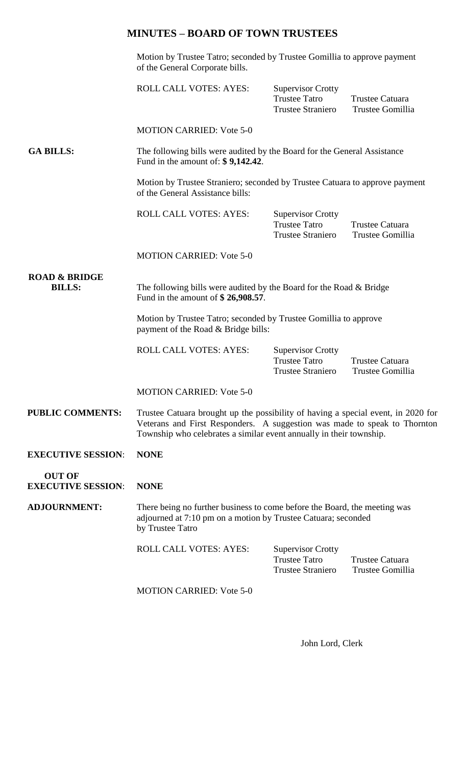# MINUTES – BOARD OF TOWN TRUSTEES

Motion by Trustee Tatro; seconded by Trustee Gomillia to approve payment of the General Corporate bills.

ROLL CALL VOTES: AYES: Supervisor Crotty, Trustee Tatro, Trustee Catuara, Trustee Straniero, Trustee Gomillia

MOTION CARRIED: Vote 5-0

**GA BILLS:** The following bills were audited by the Board for the General Assistance Fund in the amount of: **$ 9,142.42**.

Motion by Trustee Straniero; seconded by Trustee Catuara to approve payment of the General Assistance bills:

ROLL CALL VOTES: AYES: Supervisor Crotty, Trustee Tatro, Trustee Catuara, Trustee Straniero, Trustee Gomillia

MOTION CARRIED: Vote 5-0

**ROAD & BRIDGE BILLS:** The following bills were audited by the Board for the Road & Bridge Fund in the amount of **$ 26,908.57**.

Motion by Trustee Tatro; seconded by Trustee Gomillia to approve payment of the Road & Bridge bills:

ROLL CALL VOTES: AYES: Supervisor Crotty, Trustee Tatro, Trustee Catuara, Trustee Straniero, Trustee Gomillia

MOTION CARRIED: Vote 5-0

**PUBLIC COMMENTS:** Trustee Catuara brought up the possibility of having a special event, in 2020 for Veterans and First Responders. A suggestion was made to speak to Thornton Township who celebrates a similar event annually in their township.

**EXECUTIVE SESSION**: **NONE**

**OUT OF EXECUTIVE SESSION**: **NONE**

**ADJOURNMENT:** There being no further business to come before the Board, the meeting was adjourned at 7:10 pm on a motion by Trustee Catuara; seconded by Trustee Tatro

ROLL CALL VOTES: AYES: Supervisor Crotty, Trustee Tatro, Trustee Catuara, Trustee Straniero, Trustee Gomillia

MOTION CARRIED: Vote 5-0

John Lord, Clerk